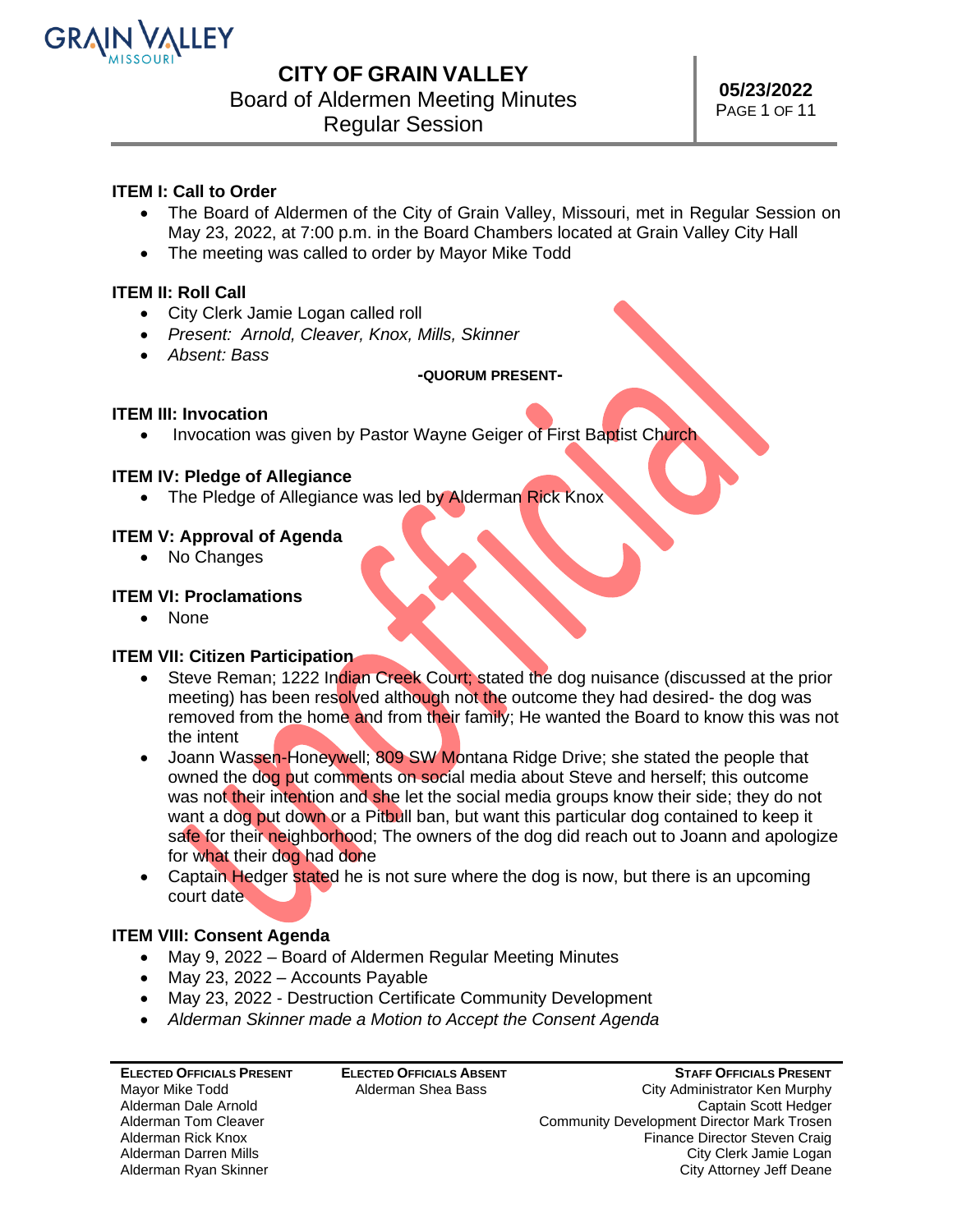# CITY OF GRAIN VALLEY

Board of Aldermen Meeting Minutes
Regular Session

**05/23/2022**

Unofficial

### ITEM I: Call to Order

- The Board of Aldermen of the City of Grain Valley, Missouri, met in Regular Session on May 23, 2022, at 7:00 p.m. in the Board Chambers located at Grain Valley City Hall
- The meeting was called to order by Mayor Mike Todd

### ITEM II: Roll Call

- City Clerk Jamie Logan called roll
- *Present: Arnold, Cleaver, Knox, Mills, Skinner*
- *Absent: Bass*

**-QUORUM PRESENT-**

### ITEM III: Invocation

- Invocation was given by Pastor Wayne Geiger of First Baptist Church

### ITEM IV: Pledge of Allegiance

- The Pledge of Allegiance was led by Alderman Rick Knox

### ITEM V: Approval of Agenda

- No Changes

### ITEM VI: Proclamations

- None

### ITEM VII: Citizen Participation

- Steve Reman; 1222 Indian Creek Court; stated the dog nuisance (discussed at the prior meeting) has been resolved although not the outcome they had desired- the dog was removed from the home and from their family; He wanted the Board to know this was not the intent
- Joann Wassen-Honeywell; 809 SW Montana Ridge Drive; she stated the people that owned the dog put comments on social media about Steve and herself; this outcome was not their intention and she let the social media groups know their side; they do not want a dog put down or a Pitbull ban, but want this particular dog contained to keep it safe for their neighborhood; The owners of the dog did reach out to Joann and apologize for what their dog had done
- Captain Hedger stated he is not sure where the dog is now, but there is an upcoming court date

### ITEM VIII: Consent Agenda

- May 9, 2022 – Board of Aldermen Regular Meeting Minutes
- May 23, 2022 – Accounts Payable
- May 23, 2022 - Destruction Certificate Community Development
- *Alderman Skinner made a Motion to Accept the Consent Agenda*

| ELECTED OFFICIALS PRESENT | ELECTED OFFICIALS ABSENT | STAFF OFFICIALS PRESENT |
|---|---|---|
| Mayor Mike Todd | Alderman Shea Bass | City Administrator Ken Murphy |
| Alderman Dale Arnold | | Captain Scott Hedger |
| Alderman Tom Cleaver | | Community Development Director Mark Trosen |
| Alderman Rick Knox | | Finance Director Steven Craig |
| Alderman Darren Mills | | City Clerk Jamie Logan |
| Alderman Ryan Skinner | | City Attorney Jeff Deane |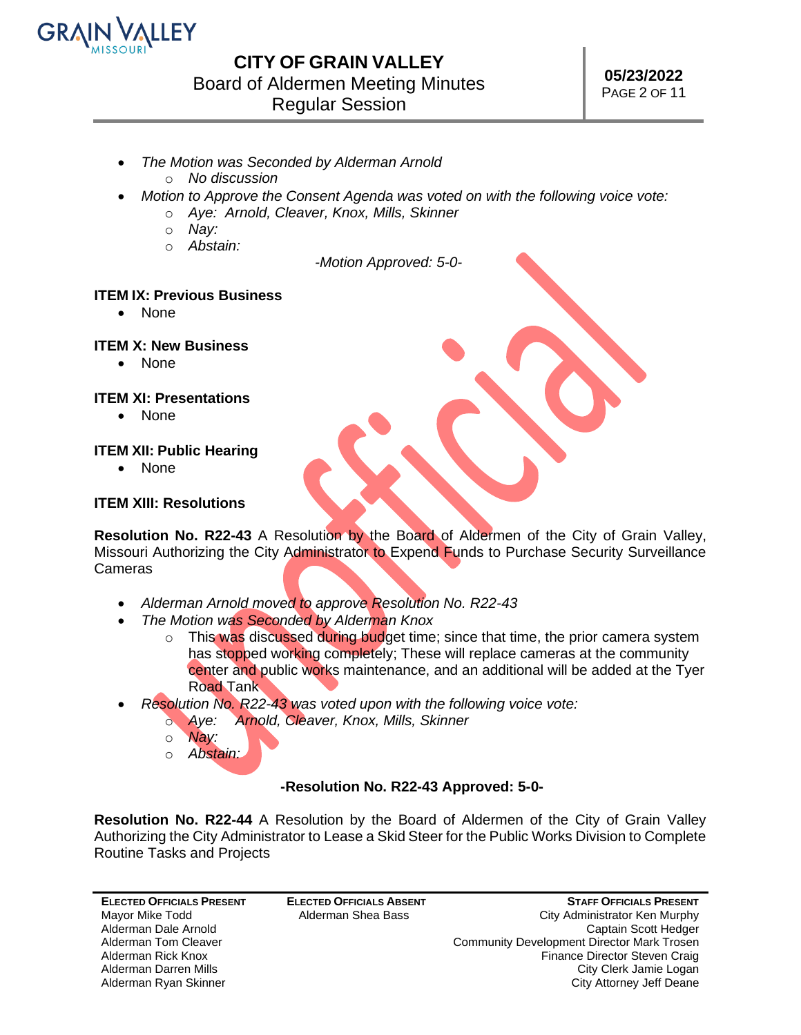- *The Motion was Seconded by Alderman Arnold*
    - *No discussion*
- *Motion to Approve the Consent Agenda was voted on with the following voice vote:*
    - *Aye: Arnold, Cleaver, Knox, Mills, Skinner*
    - *Nay:*
    - *Abstain:*

*-Motion Approved: 5-0-*

**ITEM IX: Previous Business**

- None

**ITEM X: New Business**

- None

**ITEM XI: Presentations**

- None

**ITEM XII: Public Hearing**

- None

**ITEM XIII: Resolutions**

**Resolution No. R22-43** A Resolution by the Board of Aldermen of the City of Grain Valley, Missouri Authorizing the City Administrator to Expend Funds to Purchase Security Surveillance Cameras

- *Alderman Arnold moved to approve Resolution No. R22-43*
- *The Motion was Seconded by Alderman Knox*
    - This was discussed during budget time; since that time, the prior camera system has stopped working completely; These will replace cameras at the community center and public works maintenance, and an additional will be added at the Tyer Road Tank
- *Resolution No. R22-43 was voted upon with the following voice vote:*
    - *Aye: Arnold, Cleaver, Knox, Mills, Skinner*
    - *Nay:*
    - *Abstain:*

**-Resolution No. R22-43 Approved: 5-0-**

**Resolution No. R22-44** A Resolution by the Board of Aldermen of the City of Grain Valley Authorizing the City Administrator to Lease a Skid Steer for the Public Works Division to Complete Routine Tasks and Projects

| ELECTED OFFICIALS PRESENT | ELECTED OFFICIALS ABSENT | STAFF OFFICIALS PRESENT |
|---|---|---|
| Mayor Mike Todd | Alderman Shea Bass | City Administrator Ken Murphy |
| Alderman Dale Arnold | | Captain Scott Hedger |
| Alderman Tom Cleaver | | Community Development Director Mark Trosen |
| Alderman Rick Knox | | Finance Director Steven Craig |
| Alderman Darren Mills | | City Clerk Jamie Logan |
| Alderman Ryan Skinner | | City Attorney Jeff Deane |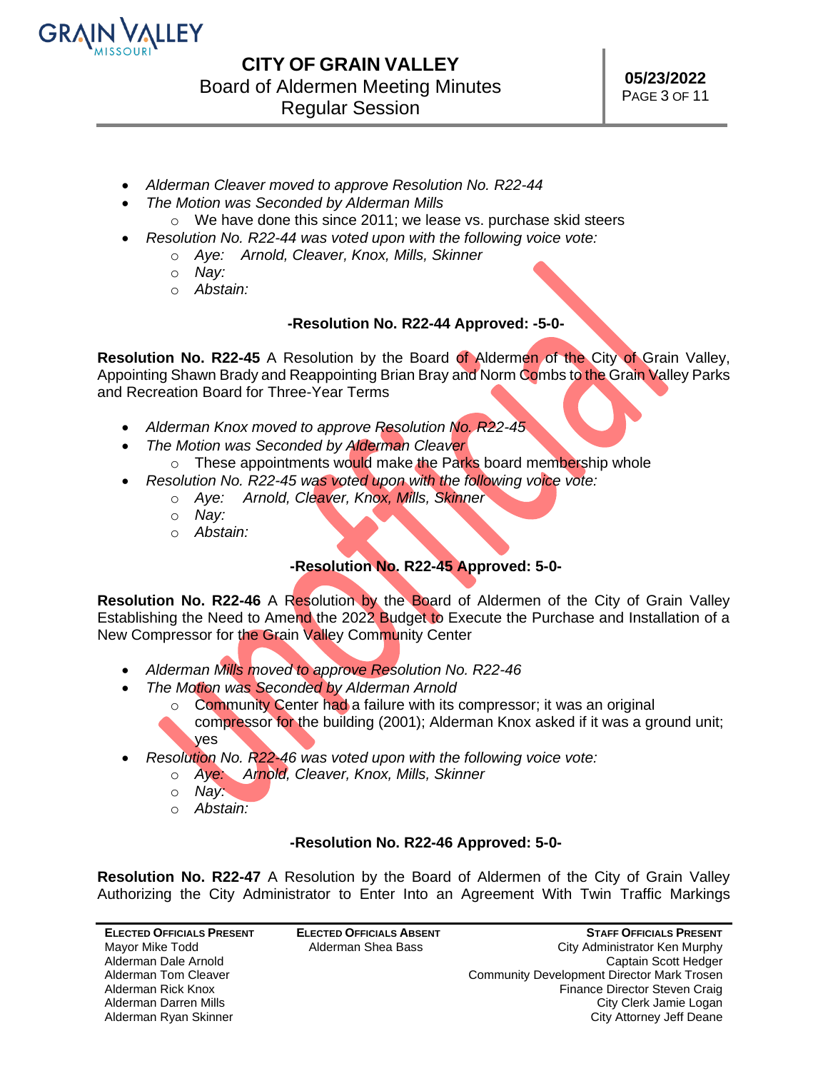- *Alderman Cleaver moved to approve Resolution No. R22-44*
- *The Motion was Seconded by Alderman Mills*
  - We have done this since 2011; we lease vs. purchase skid steers
- *Resolution No. R22-44 was voted upon with the following voice vote:*
  - *Aye: Arnold, Cleaver, Knox, Mills, Skinner*
  - *Nay:*
  - *Abstain:*

**-Resolution No. R22-44 Approved: -5-0-**

**Resolution No. R22-45** A Resolution by the Board of Aldermen of the City of Grain Valley, Appointing Shawn Brady and Reappointing Brian Bray and Norm Combs to the Grain Valley Parks and Recreation Board for Three-Year Terms

- *Alderman Knox moved to approve Resolution No. R22-45*
- *The Motion was Seconded by Alderman Cleaver*
  - These appointments would make the Parks board membership whole
- *Resolution No. R22-45 was voted upon with the following voice vote:*
  - *Aye: Arnold, Cleaver, Knox, Mills, Skinner*
  - *Nay:*
  - *Abstain:*

**-Resolution No. R22-45 Approved: 5-0-**

**Resolution No. R22-46** A Resolution by the Board of Aldermen of the City of Grain Valley Establishing the Need to Amend the 2022 Budget to Execute the Purchase and Installation of a New Compressor for the Grain Valley Community Center

- *Alderman Mills moved to approve Resolution No. R22-46*
- *The Motion was Seconded by Alderman Arnold*
  - Community Center had a failure with its compressor; it was an original compressor for the building (2001); Alderman Knox asked if it was a ground unit; yes
- *Resolution No. R22-46 was voted upon with the following voice vote:*
  - *Aye: Arnold, Cleaver, Knox, Mills, Skinner*
  - *Nay:*
  - *Abstain:*

**-Resolution No. R22-46 Approved: 5-0-**

**Resolution No. R22-47** A Resolution by the Board of Aldermen of the City of Grain Valley Authorizing the City Administrator to Enter Into an Agreement With Twin Traffic Markings

| Elected Officials Present | Elected Officials Absent | Staff Officials Present |
|---|---|---|
| Mayor Mike Todd | Alderman Shea Bass | City Administrator Ken Murphy |
| Alderman Dale Arnold | | Captain Scott Hedger |
| Alderman Tom Cleaver | | Community Development Director Mark Trosen |
| Alderman Rick Knox | | Finance Director Steven Craig |
| Alderman Darren Mills | | City Clerk Jamie Logan |
| Alderman Ryan Skinner | | City Attorney Jeff Deane |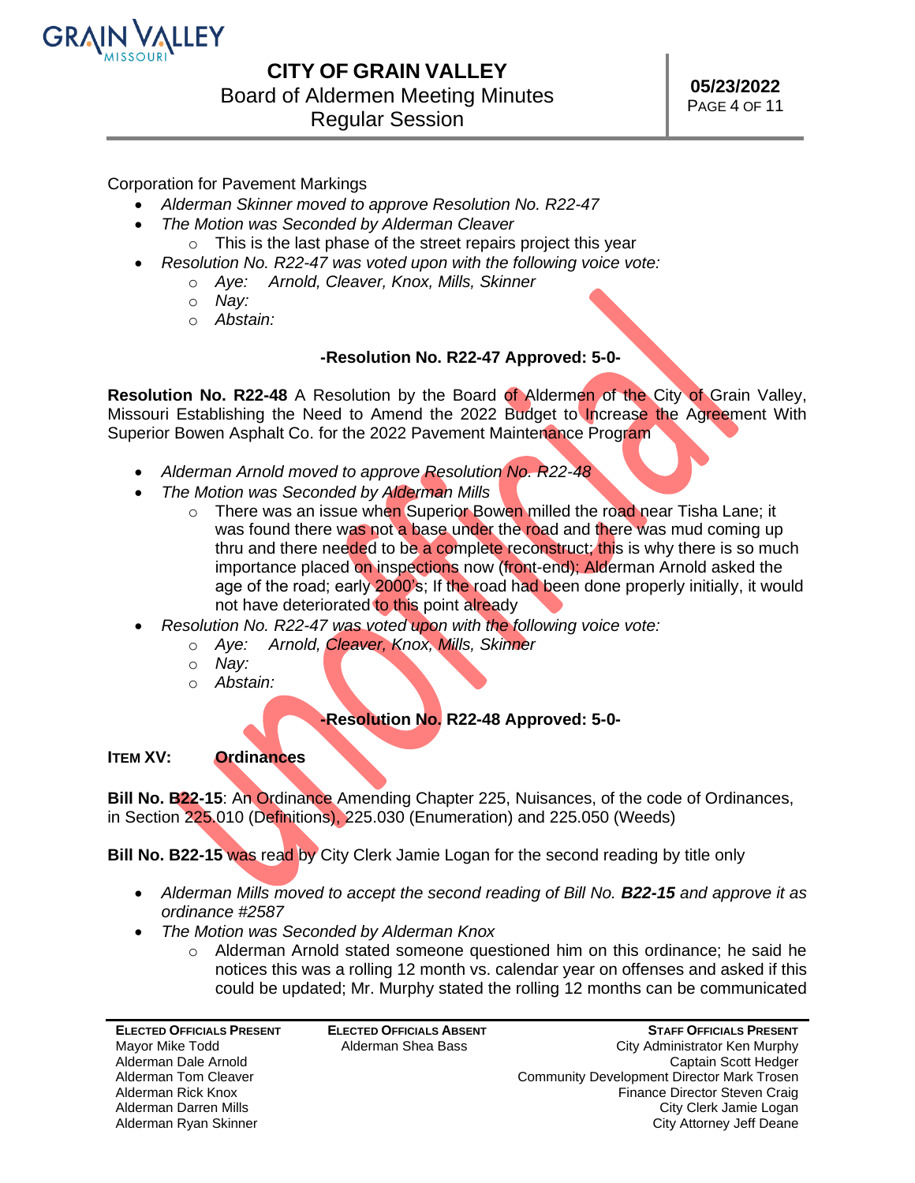Corporation for Pavement Markings

- *Alderman Skinner moved to approve Resolution No. R22-47*
- *The Motion was Seconded by Alderman Cleaver*
  - This is the last phase of the street repairs project this year
- *Resolution No. R22-47 was voted upon with the following voice vote:*
  - *Aye: Arnold, Cleaver, Knox, Mills, Skinner*
  - *Nay:*
  - *Abstain:*

**-Resolution No. R22-47 Approved: 5-0-**

**Resolution No. R22-48** A Resolution by the Board of Aldermen of the City of Grain Valley, Missouri Establishing the Need to Amend the 2022 Budget to Increase the Agreement With Superior Bowen Asphalt Co. for the 2022 Pavement Maintenance Program

- *Alderman Arnold moved to approve Resolution No. R22-48*
- *The Motion was Seconded by Alderman Mills*
  - There was an issue when Superior Bowen milled the road near Tisha Lane; it was found there was not a base under the road and there was mud coming up thru and there needed to be a complete reconstruct; this is why there is so much importance placed on inspections now (front-end); Alderman Arnold asked the age of the road; early 2000's; If the road had been done properly initially, it would not have deteriorated to this point already
- *Resolution No. R22-47 was voted upon with the following voice vote:*
  - *Aye: Arnold, Cleaver, Knox, Mills, Skinner*
  - *Nay:*
  - *Abstain:*

**-Resolution No. R22-48 Approved: 5-0-**

**ITEM XV: Ordinances**

**Bill No. B22-15**: An Ordinance Amending Chapter 225, Nuisances, of the code of Ordinances, in Section 225.010 (Definitions), 225.030 (Enumeration) and 225.050 (Weeds)

**Bill No. B22-15** was read by City Clerk Jamie Logan for the second reading by title only

- *Alderman Mills moved to accept the second reading of Bill No. **B22-15** and approve it as ordinance #2587*
- *The Motion was Seconded by Alderman Knox*
  - Alderman Arnold stated someone questioned him on this ordinance; he said he notices this was a rolling 12 month vs. calendar year on offenses and asked if this could be updated; Mr. Murphy stated the rolling 12 months can be communicated

| ELECTED OFFICIALS PRESENT | ELECTED OFFICIALS ABSENT | STAFF OFFICIALS PRESENT |
|---|---|---|
| Mayor Mike Todd | Alderman Shea Bass | City Administrator Ken Murphy |
| Alderman Dale Arnold | | Captain Scott Hedger |
| Alderman Tom Cleaver | | Community Development Director Mark Trosen |
| Alderman Rick Knox | | Finance Director Steven Craig |
| Alderman Darren Mills | | City Clerk Jamie Logan |
| Alderman Ryan Skinner | | City Attorney Jeff Deane |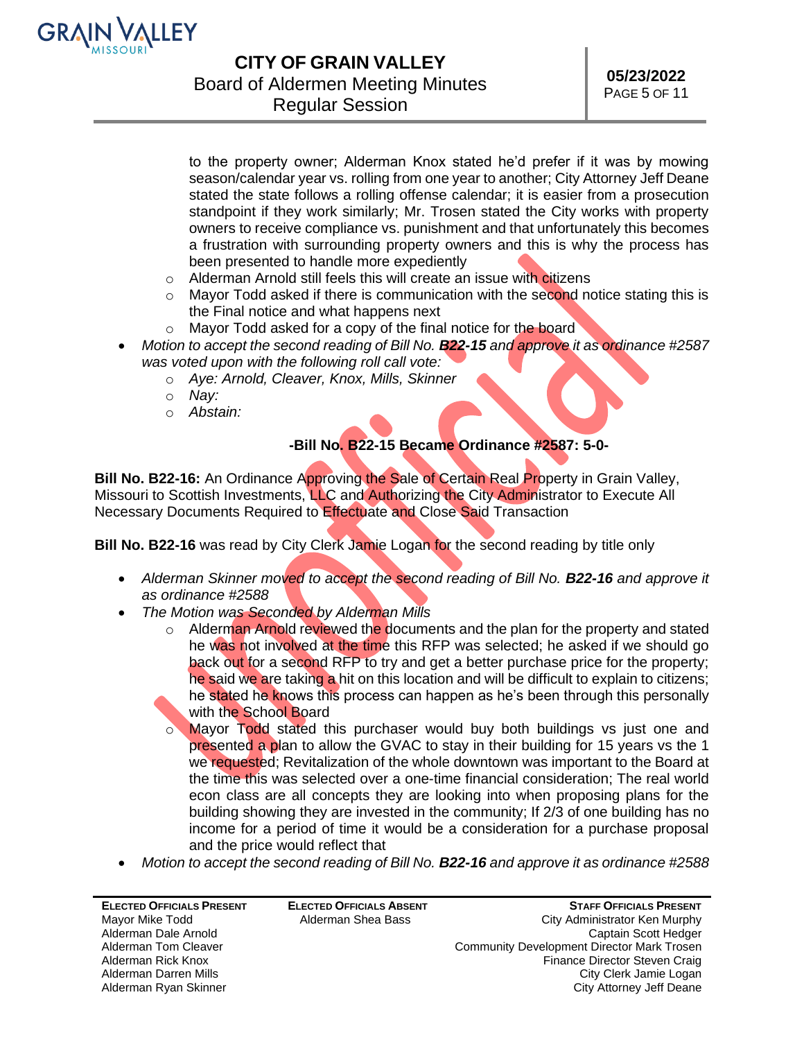to the property owner; Alderman Knox stated he'd prefer if it was by mowing season/calendar year vs. rolling from one year to another; City Attorney Jeff Deane stated the state follows a rolling offense calendar; it is easier from a prosecution standpoint if they work similarly; Mr. Trosen stated the City works with property owners to receive compliance vs. punishment and that unfortunately this becomes a frustration with surrounding property owners and this is why the process has been presented to handle more expediently

  - Alderman Arnold still feels this will create an issue with citizens
  - Mayor Todd asked if there is communication with the second notice stating this is the Final notice and what happens next
  - Mayor Todd asked for a copy of the final notice for the board

- *Motion to accept the second reading of Bill No.* ***B22-15*** *and approve it as ordinance #2587 was voted upon with the following roll call vote:*
  - *Aye: Arnold, Cleaver, Knox, Mills, Skinner*
  - *Nay:*
  - *Abstain:*

**-Bill No. B22-15 Became Ordinance #2587: 5-0-**

**Bill No. B22-16:** An Ordinance Approving the Sale of Certain Real Property in Grain Valley, Missouri to Scottish Investments, LLC and Authorizing the City Administrator to Execute All Necessary Documents Required to Effectuate and Close Said Transaction

**Bill No. B22-16** was read by City Clerk Jamie Logan for the second reading by title only

- *Alderman Skinner moved to accept the second reading of Bill No.* ***B22-16*** *and approve it as ordinance #2588*
- *The Motion was Seconded by Alderman Mills*
  - Alderman Arnold reviewed the documents and the plan for the property and stated he was not involved at the time this RFP was selected; he asked if we should go back out for a second RFP to try and get a better purchase price for the property; he said we are taking a hit on this location and will be difficult to explain to citizens; he stated he knows this process can happen as he's been through this personally with the School Board
  - Mayor Todd stated this purchaser would buy both buildings vs just one and presented a plan to allow the GVAC to stay in their building for 15 years vs the 1 we requested; Revitalization of the whole downtown was important to the Board at the time this was selected over a one-time financial consideration; The real world econ class are all concepts they are looking into when proposing plans for the building showing they are invested in the community; If 2/3 of one building has no income for a period of time it would be a consideration for a purchase proposal and the price would reflect that
- *Motion to accept the second reading of Bill No.* ***B22-16*** *and approve it as ordinance #2588*

| **Elected Officials Present** | **Elected Officials Absent** | **Staff Officials Present** |
|---|---|---|
| Mayor Mike Todd | Alderman Shea Bass | City Administrator Ken Murphy |
| Alderman Dale Arnold | | Captain Scott Hedger |
| Alderman Tom Cleaver | | Community Development Director Mark Trosen |
| Alderman Rick Knox | | Finance Director Steven Craig |
| Alderman Darren Mills | | City Clerk Jamie Logan |
| Alderman Ryan Skinner | | City Attorney Jeff Deane |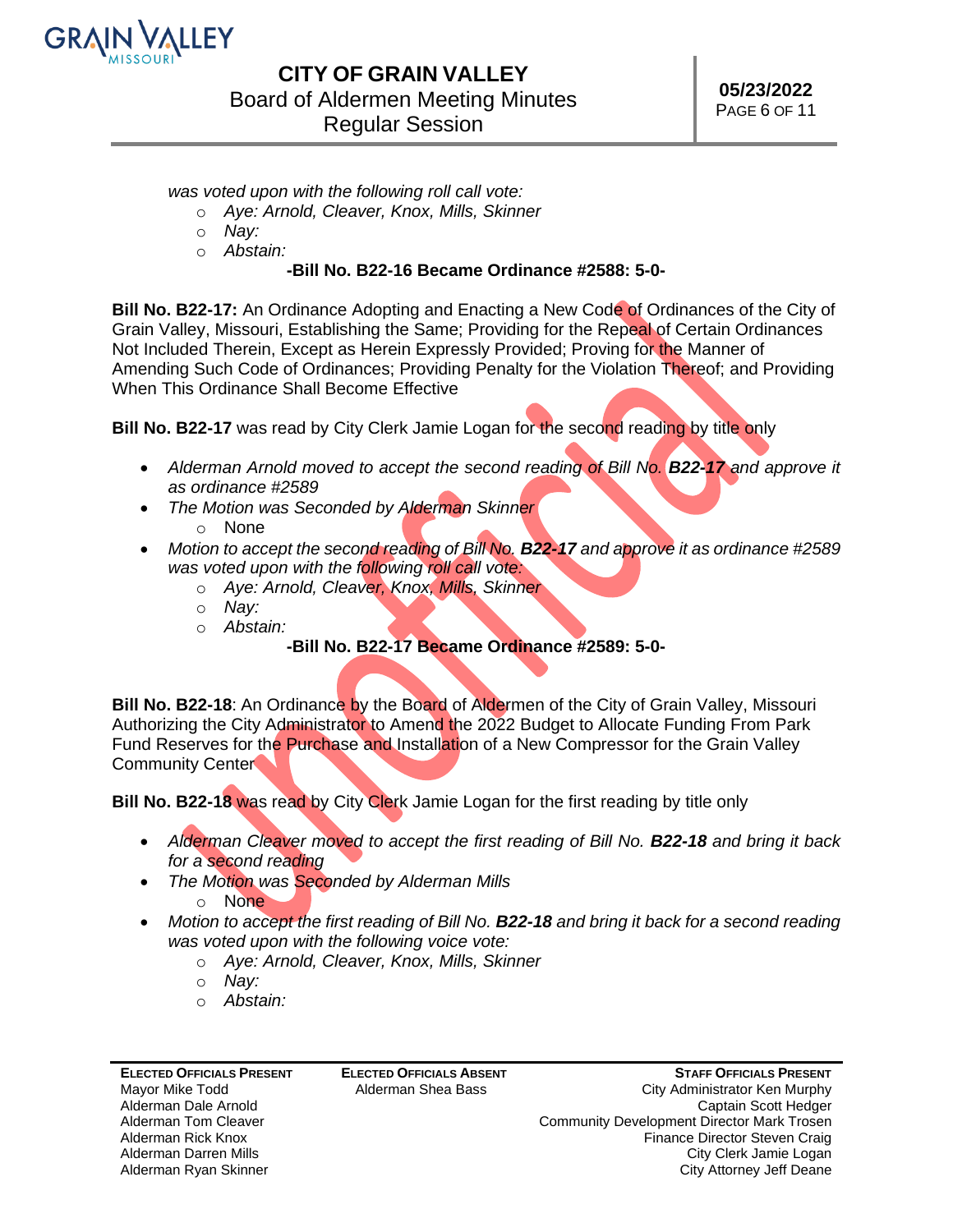was voted upon with the following roll call vote:

- *Aye: Arnold, Cleaver, Knox, Mills, Skinner*
- *Nay:*
- *Abstain:*

**-Bill No. B22-16 Became Ordinance #2588: 5-0-**

**Bill No. B22-17:** An Ordinance Adopting and Enacting a New Code of Ordinances of the City of Grain Valley, Missouri, Establishing the Same; Providing for the Repeal of Certain Ordinances Not Included Therein, Except as Herein Expressly Provided; Proving for the Manner of Amending Such Code of Ordinances; Providing Penalty for the Violation Thereof; and Providing When This Ordinance Shall Become Effective

**Bill No. B22-17** was read by City Clerk Jamie Logan for the second reading by title only

- *Alderman Arnold moved to accept the second reading of Bill No. **B22-17** and approve it as ordinance #2589*
- *The Motion was Seconded by Alderman Skinner*
  - None
- *Motion to accept the second reading of Bill No. **B22-17** and approve it as ordinance #2589 was voted upon with the following roll call vote:*
  - *Aye: Arnold, Cleaver, Knox, Mills, Skinner*
  - *Nay:*
  - *Abstain:*

**-Bill No. B22-17 Became Ordinance #2589: 5-0-**

**Bill No. B22-18**: An Ordinance by the Board of Aldermen of the City of Grain Valley, Missouri Authorizing the City Administrator to Amend the 2022 Budget to Allocate Funding From Park Fund Reserves for the Purchase and Installation of a New Compressor for the Grain Valley Community Center

**Bill No. B22-18** was read by City Clerk Jamie Logan for the first reading by title only

- *Alderman Cleaver moved to accept the first reading of Bill No. **B22-18** and bring it back for a second reading*
- *The Motion was Seconded by Alderman Mills*
  - None
- *Motion to accept the first reading of Bill No. **B22-18** and bring it back for a second reading was voted upon with the following voice vote:*
  - *Aye: Arnold, Cleaver, Knox, Mills, Skinner*
  - *Nay:*
  - *Abstain:*

| **Elected Officials Present** | **Elected Officials Absent** | **Staff Officials Present** |
|---|---|---|
| Mayor Mike Todd | Alderman Shea Bass | City Administrator Ken Murphy |
| Alderman Dale Arnold | | Captain Scott Hedger |
| Alderman Tom Cleaver | | Community Development Director Mark Trosen |
| Alderman Rick Knox | | Finance Director Steven Craig |
| Alderman Darren Mills | | City Clerk Jamie Logan |
| Alderman Ryan Skinner | | City Attorney Jeff Deane |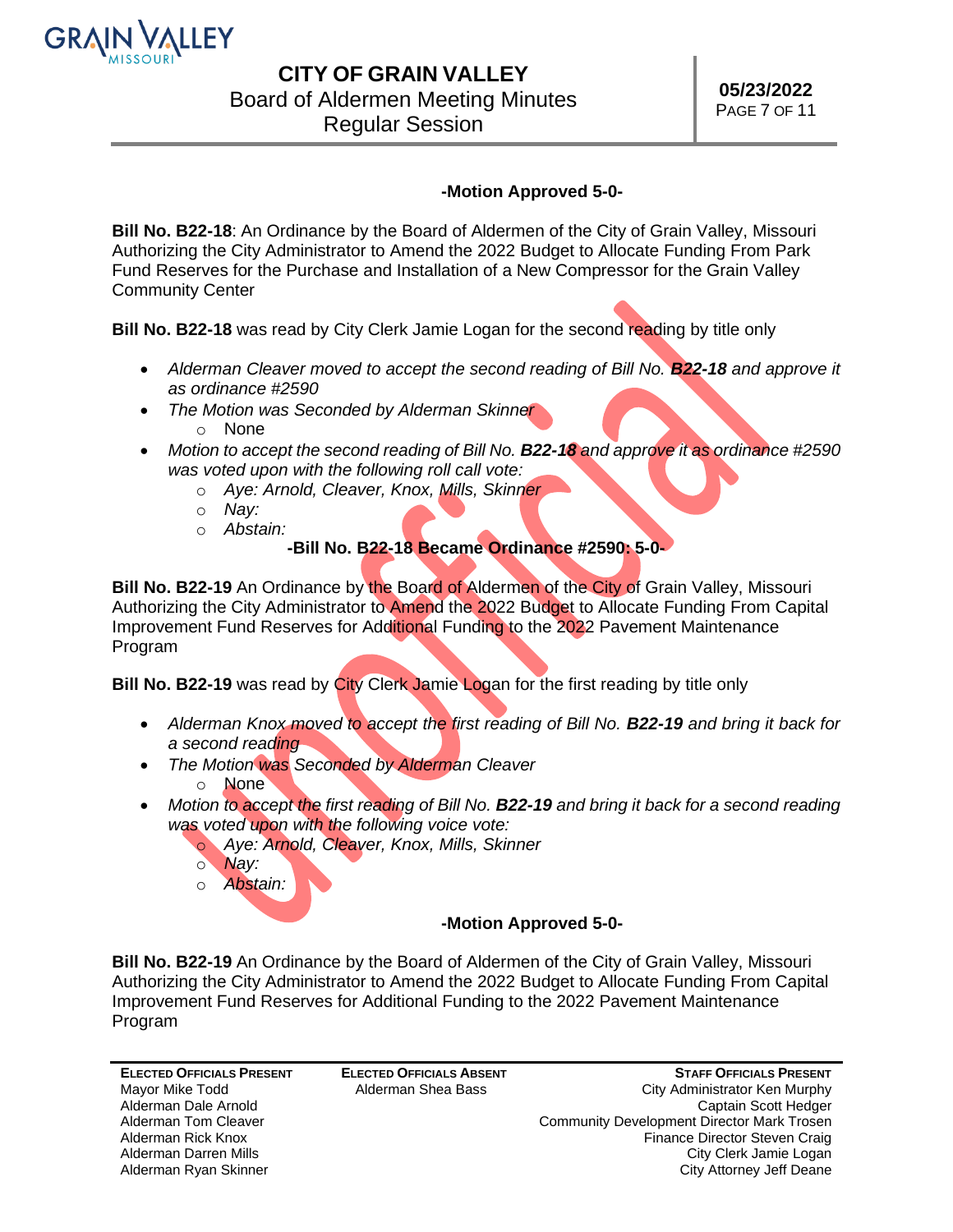**-Motion Approved 5-0-**

**Bill No. B22-18**: An Ordinance by the Board of Aldermen of the City of Grain Valley, Missouri Authorizing the City Administrator to Amend the 2022 Budget to Allocate Funding From Park Fund Reserves for the Purchase and Installation of a New Compressor for the Grain Valley Community Center

**Bill No. B22-18** was read by City Clerk Jamie Logan for the second reading by title only

- *Alderman Cleaver moved to accept the second reading of Bill No.* ***B22-18*** *and approve it as ordinance #2590*
- *The Motion was Seconded by Alderman Skinner*
  - None
- *Motion to accept the second reading of Bill No.* ***B22-18*** *and approve it as ordinance #2590 was voted upon with the following roll call vote:*
  - *Aye: Arnold, Cleaver, Knox, Mills, Skinner*
  - *Nay:*
  - *Abstain:*

**-Bill No. B22-18 Became Ordinance #2590: 5-0-**

**Bill No. B22-19** An Ordinance by the Board of Aldermen of the City of Grain Valley, Missouri Authorizing the City Administrator to Amend the 2022 Budget to Allocate Funding From Capital Improvement Fund Reserves for Additional Funding to the 2022 Pavement Maintenance Program

**Bill No. B22-19** was read by City Clerk Jamie Logan for the first reading by title only

- *Alderman Knox moved to accept the first reading of Bill No.* ***B22-19*** *and bring it back for a second reading*
- *The Motion was Seconded by Alderman Cleaver*
  - None
- *Motion to accept the first reading of Bill No.* ***B22-19*** *and bring it back for a second reading was voted upon with the following voice vote:*
  - *Aye: Arnold, Cleaver, Knox, Mills, Skinner*
  - *Nay:*
  - *Abstain:*

**-Motion Approved 5-0-**

**Bill No. B22-19** An Ordinance by the Board of Aldermen of the City of Grain Valley, Missouri Authorizing the City Administrator to Amend the 2022 Budget to Allocate Funding From Capital Improvement Fund Reserves for Additional Funding to the 2022 Pavement Maintenance Program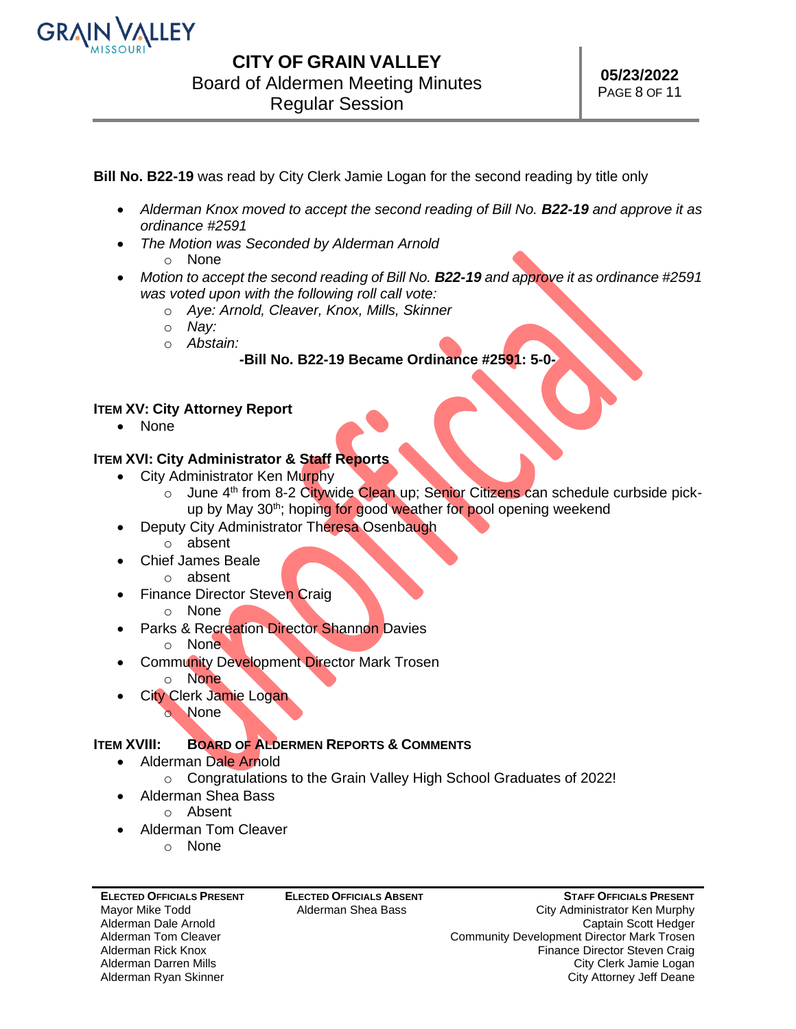**Bill No. B22-19** was read by City Clerk Jamie Logan for the second reading by title only

- *Alderman Knox moved to accept the second reading of Bill No.* ***B22-19*** *and approve it as ordinance #2591*
- *The Motion was Seconded by Alderman Arnold*
    - None
- *Motion to accept the second reading of Bill No.* ***B22-19*** *and approve it as ordinance #2591 was voted upon with the following roll call vote:*
    - *Aye: Arnold, Cleaver, Knox, Mills, Skinner*
    - *Nay:*
    - *Abstain:*

**-Bill No. B22-19 Became Ordinance #2591: 5-0-**

### ITEM XV: City Attorney Report

- None

### ITEM XVI: City Administrator & Staff Reports

- City Administrator Ken Murphy
    - June 4th from 8-2 Citywide Clean up; Senior Citizens can schedule curbside pick-up by May 30th; hoping for good weather for pool opening weekend
- Deputy City Administrator Theresa Osenbaugh
    - absent
- Chief James Beale
    - absent
- Finance Director Steven Craig
    - None
- Parks & Recreation Director Shannon Davies
    - None
- Community Development Director Mark Trosen
    - None
- City Clerk Jamie Logan
    - None

### ITEM XVIII: BOARD OF ALDERMEN REPORTS & COMMENTS

- Alderman Dale Arnold
    - Congratulations to the Grain Valley High School Graduates of 2022!
- Alderman Shea Bass
    - Absent
- Alderman Tom Cleaver
    - None

| ELECTED OFFICIALS PRESENT | ELECTED OFFICIALS ABSENT | STAFF OFFICIALS PRESENT |
|---|---|---|
| Mayor Mike Todd | Alderman Shea Bass | City Administrator Ken Murphy |
| Alderman Dale Arnold | | Captain Scott Hedger |
| Alderman Tom Cleaver | | Community Development Director Mark Trosen |
| Alderman Rick Knox | | Finance Director Steven Craig |
| Alderman Darren Mills | | City Clerk Jamie Logan |
| Alderman Ryan Skinner | | City Attorney Jeff Deane |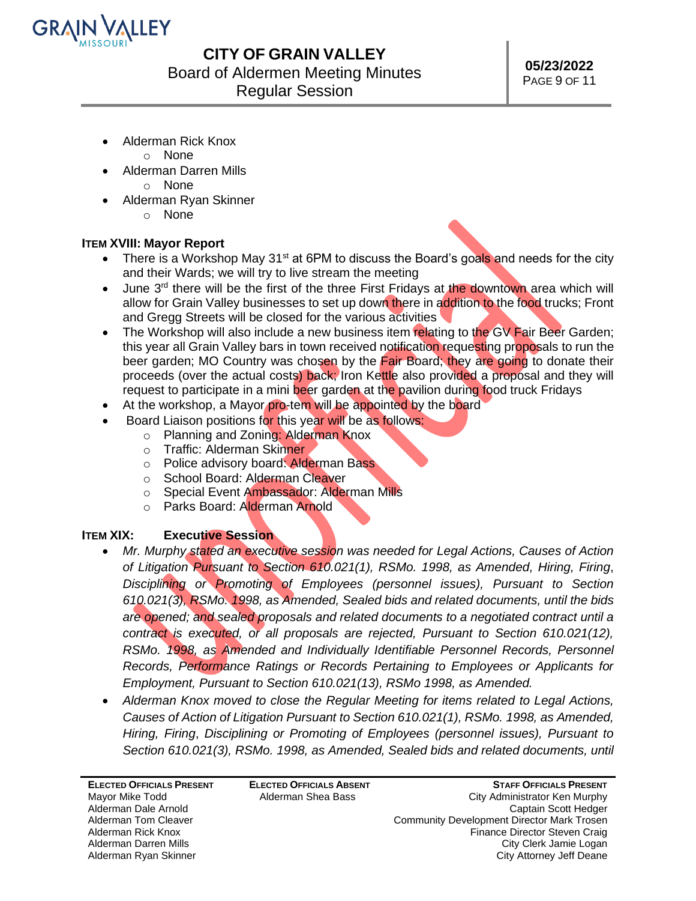- Alderman Rick Knox
  - None
- Alderman Darren Mills
  - None
- Alderman Ryan Skinner
  - None

**ITEM XVIII: Mayor Report**

- There is a Workshop May 31st at 6PM to discuss the Board's goals and needs for the city and their Wards; we will try to live stream the meeting
- June 3rd there will be the first of the three First Fridays at the downtown area which will allow for Grain Valley businesses to set up down there in addition to the food trucks; Front and Gregg Streets will be closed for the various activities
- The Workshop will also include a new business item relating to the GV Fair Beer Garden; this year all Grain Valley bars in town received notification requesting proposals to run the beer garden; MO Country was chosen by the Fair Board; they are going to donate their proceeds (over the actual costs) back; Iron Kettle also provided a proposal and they will request to participate in a mini beer garden at the pavilion during food truck Fridays
- At the workshop, a Mayor pro-tem will be appointed by the board
- Board Liaison positions for this year will be as follows:
  - Planning and Zoning: Alderman Knox
  - Traffic: Alderman Skinner
  - Police advisory board: Alderman Bass
  - School Board: Alderman Cleaver
  - Special Event Ambassador: Alderman Mills
  - Parks Board: Alderman Arnold

**ITEM XIX: Executive Session**

- *Mr. Murphy stated an executive session was needed for Legal Actions, Causes of Action of Litigation Pursuant to Section 610.021(1), RSMo. 1998, as Amended, Hiring, Firing, Disciplining or Promoting of Employees (personnel issues), Pursuant to Section 610.021(3), RSMo. 1998, as Amended, Sealed bids and related documents, until the bids are opened; and sealed proposals and related documents to a negotiated contract until a contract is executed, or all proposals are rejected, Pursuant to Section 610.021(12), RSMo. 1998, as Amended and Individually Identifiable Personnel Records, Personnel Records, Performance Ratings or Records Pertaining to Employees or Applicants for Employment, Pursuant to Section 610.021(13), RSMo 1998, as Amended.*
- *Alderman Knox moved to close the Regular Meeting for items related to Legal Actions, Causes of Action of Litigation Pursuant to Section 610.021(1), RSMo. 1998, as Amended, Hiring, Firing, Disciplining or Promoting of Employees (personnel issues), Pursuant to Section 610.021(3), RSMo. 1998, as Amended, Sealed bids and related documents, until*

| ELECTED OFFICIALS PRESENT | ELECTED OFFICIALS ABSENT | STAFF OFFICIALS PRESENT |
|---|---|---|
| Mayor Mike Todd | Alderman Shea Bass | City Administrator Ken Murphy |
| Alderman Dale Arnold | | Captain Scott Hedger |
| Alderman Tom Cleaver | | Community Development Director Mark Trosen |
| Alderman Rick Knox | | Finance Director Steven Craig |
| Alderman Darren Mills | | City Clerk Jamie Logan |
| Alderman Ryan Skinner | | City Attorney Jeff Deane |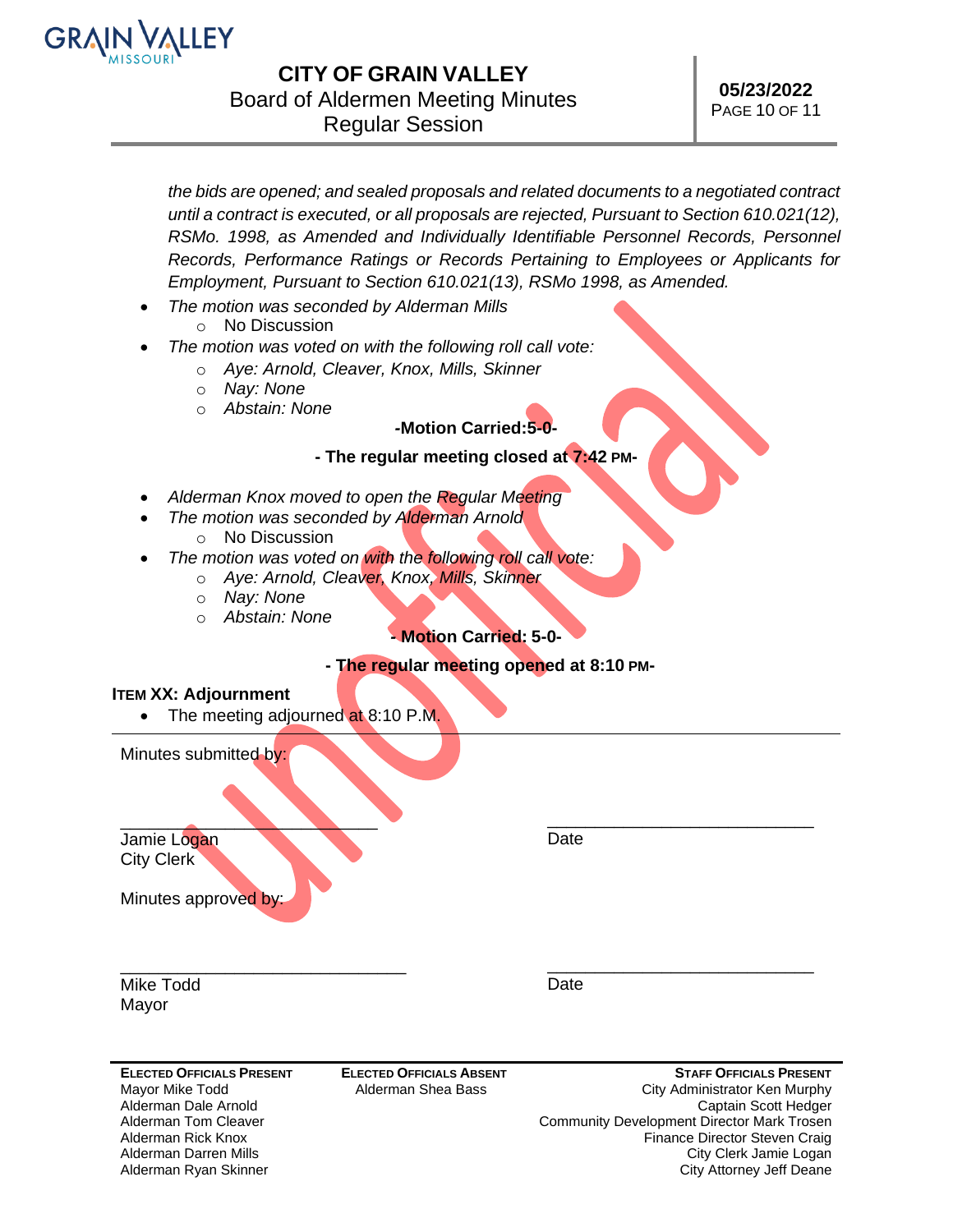*the bids are opened; and sealed proposals and related documents to a negotiated contract until a contract is executed, or all proposals are rejected, Pursuant to Section 610.021(12), RSMo. 1998, as Amended and Individually Identifiable Personnel Records, Personnel Records, Performance Ratings or Records Pertaining to Employees or Applicants for Employment, Pursuant to Section 610.021(13), RSMo 1998, as Amended.*

- *The motion was seconded by Alderman Mills*
  - No Discussion
- *The motion was voted on with the following roll call vote:*
  - *Aye: Arnold, Cleaver, Knox, Mills, Skinner*
  - *Nay: None*
  - *Abstain: None*

**-Motion Carried:5-0-**

**- The regular meeting closed at 7:42 PM-**

- *Alderman Knox moved to open the Regular Meeting*
- *The motion was seconded by Alderman Arnold*
  - No Discussion
- *The motion was voted on with the following roll call vote:*
  - *Aye: Arnold, Cleaver, Knox, Mills, Skinner*
  - *Nay: None*
  - *Abstain: None*

**- Motion Carried: 5-0-**

**- The regular meeting opened at 8:10 PM-**

**ITEM XX: Adjournment**

- The meeting adjourned at 8:10 P.M.

---

Minutes submitted by:

\_\_\_\_\_\_\_\_\_\_\_\_\_\_\_\_\_\_\_\_\_\_\_\_\_\_\_\_ \_\_\_\_\_\_\_\_\_\_\_\_\_\_\_\_\_\_\_\_\_\_\_\_\_\_\_\_

Jamie Logan Date
City Clerk

Minutes approved by:

\_\_\_\_\_\_\_\_\_\_\_\_\_\_\_\_\_\_\_\_\_\_\_\_\_\_\_\_ \_\_\_\_\_\_\_\_\_\_\_\_\_\_\_\_\_\_\_\_\_\_\_\_\_\_\_\_

Mike Todd Date
Mayor

| ELECTED OFFICIALS PRESENT | ELECTED OFFICIALS ABSENT | STAFF OFFICIALS PRESENT |
|---|---|---|
| Mayor Mike Todd | Alderman Shea Bass | City Administrator Ken Murphy |
| Alderman Dale Arnold | | Captain Scott Hedger |
| Alderman Tom Cleaver | | Community Development Director Mark Trosen |
| Alderman Rick Knox | | Finance Director Steven Craig |
| Alderman Darren Mills | | City Clerk Jamie Logan |
| Alderman Ryan Skinner | | City Attorney Jeff Deane |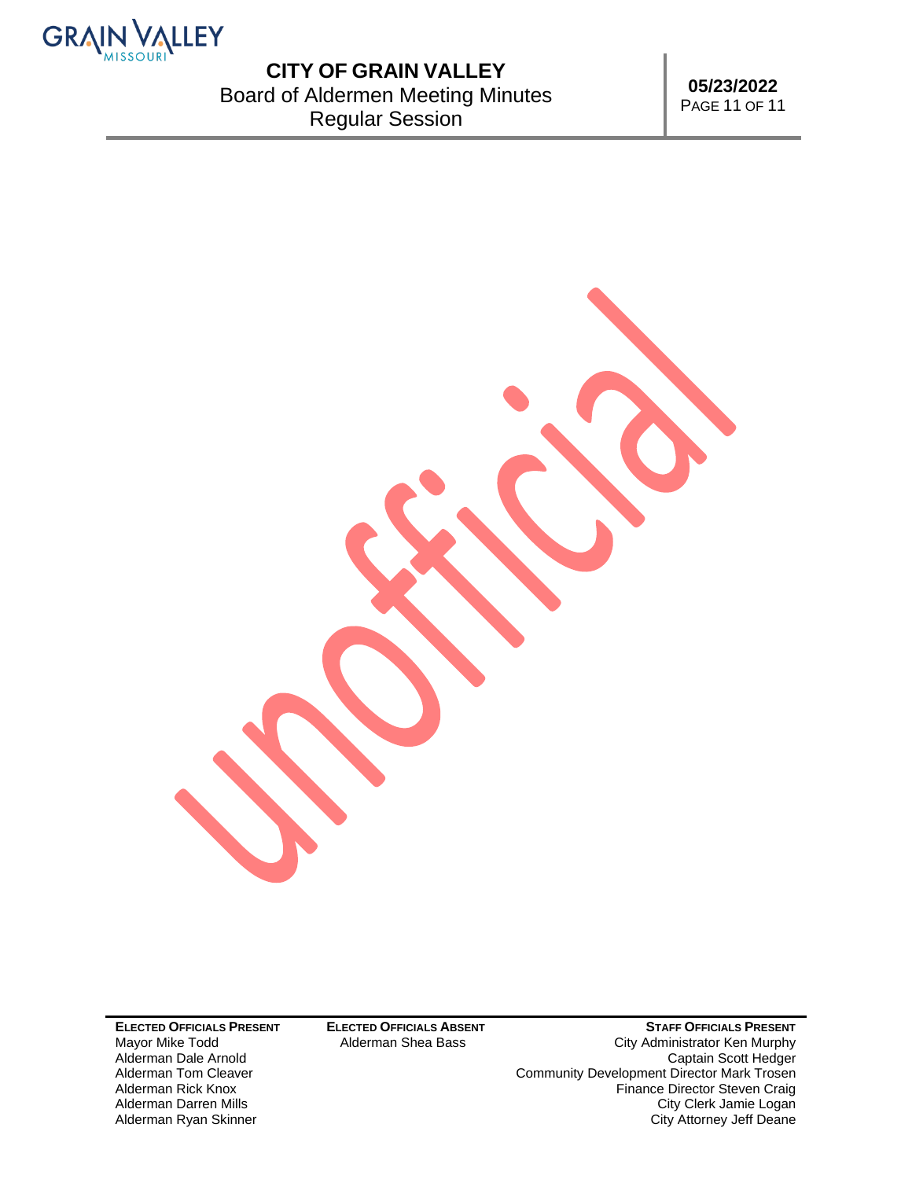unofficial

| ELECTED OFFICIALS PRESENT | ELECTED OFFICIALS ABSENT | STAFF OFFICIALS PRESENT |
| --- | --- | --- |
| Mayor Mike Todd | Alderman Shea Bass | City Administrator Ken Murphy |
| Alderman Dale Arnold | | Captain Scott Hedger |
| Alderman Tom Cleaver | | Community Development Director Mark Trosen |
| Alderman Rick Knox | | Finance Director Steven Craig |
| Alderman Darren Mills | | City Clerk Jamie Logan |
| Alderman Ryan Skinner | | City Attorney Jeff Deane |